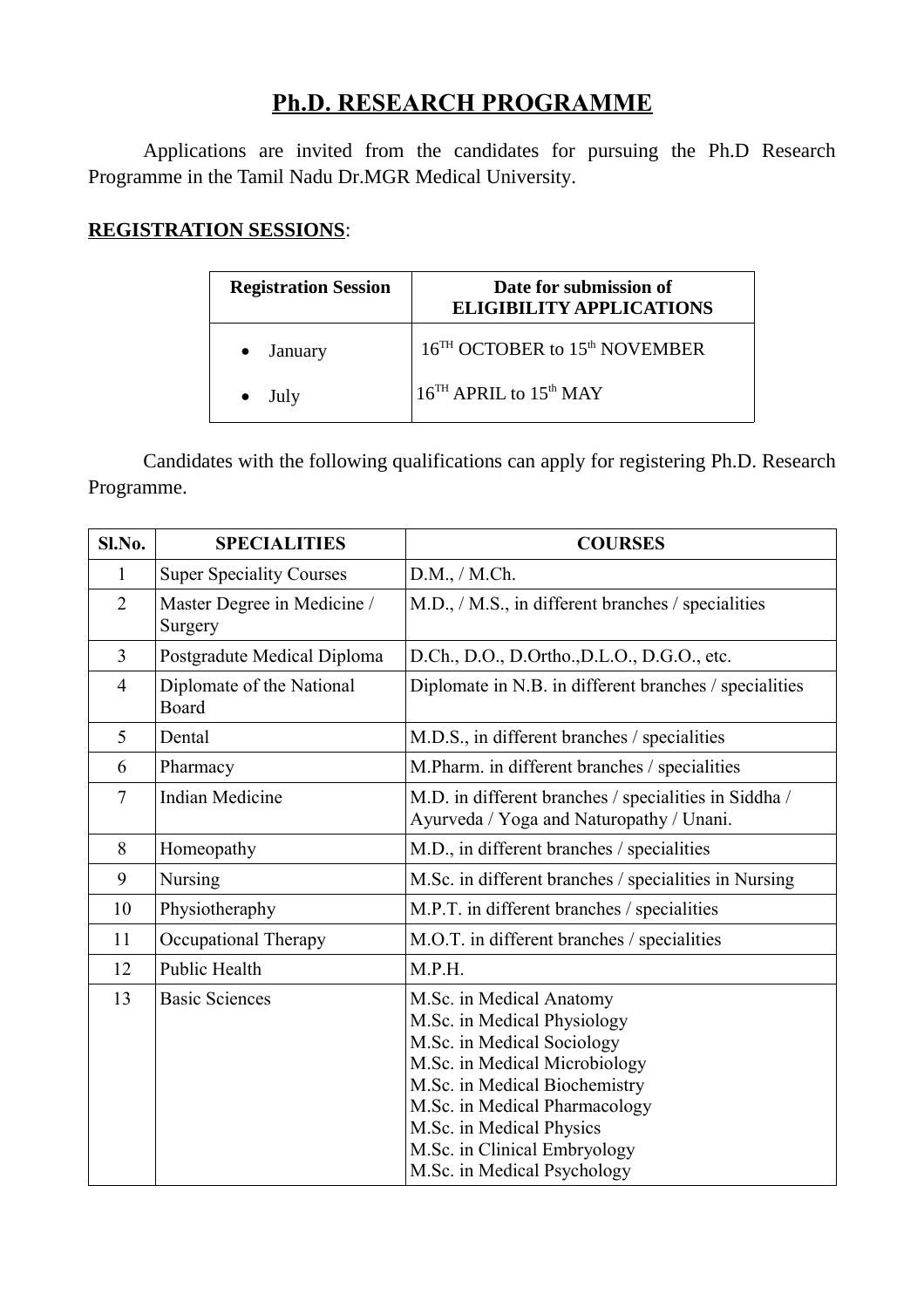# Ph.D. RESEARCH PROGRAMME

Applications are invited from the candidates for pursuing the Ph.D Research Programme in the Tamil Nadu Dr.MGR Medical University.

**REGISTRATION SESSIONS**:

| Registration Session | Date for submission of ELIGIBILITY APPLICATIONS |
|---|---|
| • January | 16TH OCTOBER to 15th NOVEMBER |
| • July | 16TH APRIL to 15th MAY |

Candidates with the following qualifications can apply for registering Ph.D. Research Programme.

| Sl.No. | SPECIALITIES | COURSES |
|---|---|---|
| 1 | Super Speciality Courses | D.M., / M.Ch. |
| 2 | Master Degree in Medicine / Surgery | M.D., / M.S., in different branches / specialities |
| 3 | Postgradute Medical Diploma | D.Ch., D.O., D.Ortho.,D.L.O., D.G.O., etc. |
| 4 | Diplomate of the National Board | Diplomate in N.B. in different branches / specialities |
| 5 | Dental | M.D.S., in different branches / specialities |
| 6 | Pharmacy | M.Pharm. in different branches / specialities |
| 7 | Indian Medicine | M.D. in different branches / specialities in Siddha / Ayurveda / Yoga and Naturopathy / Unani. |
| 8 | Homeopathy | M.D., in different branches / specialities |
| 9 | Nursing | M.Sc. in different branches / specialities in Nursing |
| 10 | Physiotheraphy | M.P.T. in different branches / specialities |
| 11 | Occupational Therapy | M.O.T. in different branches / specialities |
| 12 | Public Health | M.P.H. |
| 13 | Basic Sciences | M.Sc. in Medical Anatomy<br>M.Sc. in Medical Physiology<br>M.Sc. in Medical Sociology<br>M.Sc. in Medical Microbiology<br>M.Sc. in Medical Biochemistry<br>M.Sc. in Medical Pharmacology<br>M.Sc. in Medical Physics<br>M.Sc. in Clinical Embryology<br>M.Sc. in Medical Psychology |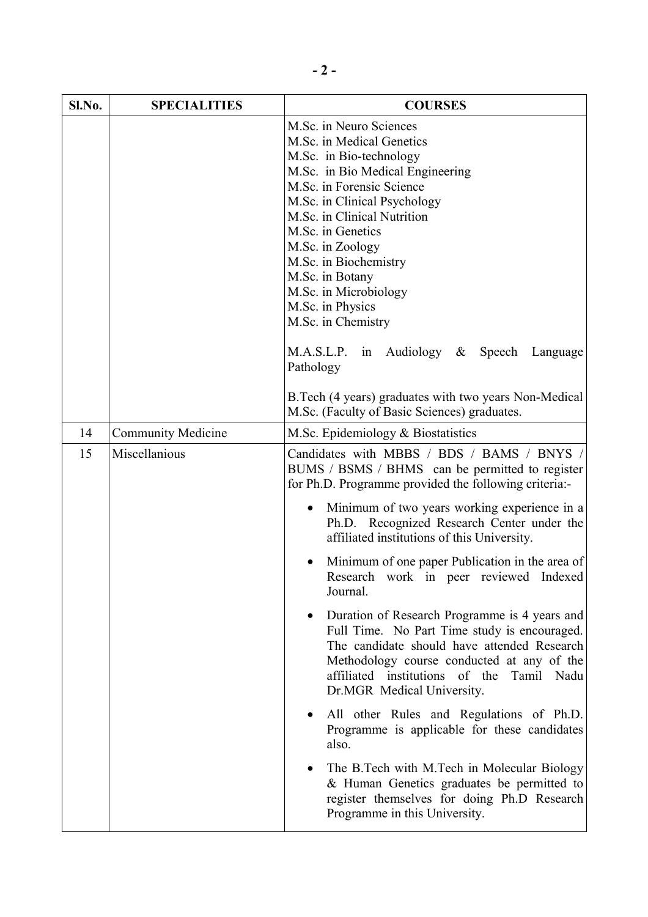| Sl.No. | SPECIALITIES | COURSES |
|---|---|---|
| | | M.Sc. in Neuro Sciences<br>M.Sc. in Medical Genetics<br>M.Sc. in Bio-technology<br>M.Sc. in Bio Medical Engineering<br>M.Sc. in Forensic Science<br>M.Sc. in Clinical Psychology<br>M.Sc. in Clinical Nutrition<br>M.Sc. in Genetics<br>M.Sc. in Zoology<br>M.Sc. in Biochemistry<br>M.Sc. in Botany<br>M.Sc. in Microbiology<br>M.Sc. in Physics<br>M.Sc. in Chemistry<br><br>M.A.S.L.P. in Audiology & Speech Language Pathology<br><br>B.Tech (4 years) graduates with two years Non-Medical M.Sc. (Faculty of Basic Sciences) graduates. |
| 14 | Community Medicine | M.Sc. Epidemiology & Biostatistics |
| 15 | Miscellanious | Candidates with MBBS / BDS / BAMS / BNYS / BUMS / BSMS / BHMS can be permitted to register for Ph.D. Programme provided the following criteria:-<br>• Minimum of two years working experience in a Ph.D. Recognized Research Center under the affiliated institutions of this University.<br>• Minimum of one paper Publication in the area of Research work in peer reviewed Indexed Journal.<br>• Duration of Research Programme is 4 years and Full Time. No Part Time study is encouraged. The candidate should have attended Research Methodology course conducted at any of the affiliated institutions of the Tamil Nadu Dr.MGR Medical University.<br>• All other Rules and Regulations of Ph.D. Programme is applicable for these candidates also.<br>• The B.Tech with M.Tech in Molecular Biology & Human Genetics graduates be permitted to register themselves for doing Ph.D Research Programme in this University. |